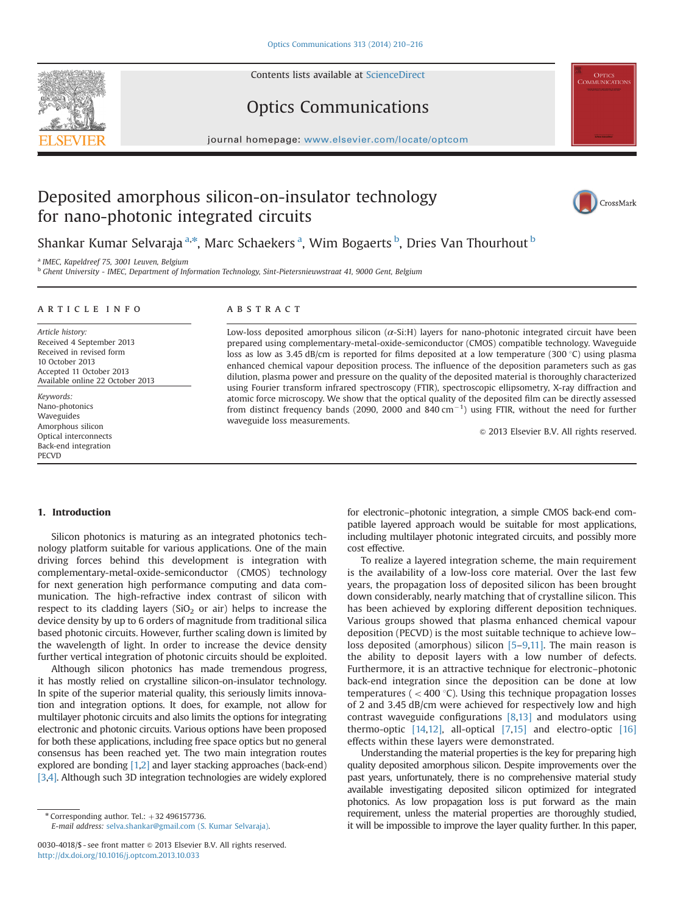# Deposited amorphous silicon-on-insulator technology for nano-photonic integrated circuits

Shankar Kumar Selvaraja [a,*], Marc Schaekers [a], Wim Bogaerts [b], Dries Van Thourhout [b]

[a] IMEC, Kapeldreef 75, 3001 Leuven, Belgium
[b] Ghent University - IMEC, Department of Information Technology, Sint-Pietersnieuwstraat 41, 9000 Gent, Belgium

## ARTICLE INFO

*Article history:*
Received 4 September 2013
Received in revised form
10 October 2013
Accepted 11 October 2013
Available online 22 October 2013

*Keywords:*
Nano-photonics
Waveguides
Amorphous silicon
Optical interconnects
Back-end integration
PECVD

## ABSTRACT

Low-loss deposited amorphous silicon ($\alpha$-Si:H) layers for nano-photonic integrated circuit have been prepared using complementary-metal-oxide-semiconductor (CMOS) compatible technology. Waveguide loss as low as 3.45 dB/cm is reported for films deposited at a low temperature (300 °C) using plasma enhanced chemical vapour deposition process. The influence of the deposition parameters such as gas dilution, plasma power and pressure on the quality of the deposited material is thoroughly characterized using Fourier transform infrared spectroscopy (FTIR), spectroscopic ellipsometry, X-ray diffraction and atomic force microscopy. We show that the optical quality of the deposited film can be directly assessed from distinct frequency bands (2090, 2000 and 840 cm$^{-1}$) using FTIR, without the need for further waveguide loss measurements.

© 2013 Elsevier B.V. All rights reserved.

## 1. Introduction

Silicon photonics is maturing as an integrated photonics technology platform suitable for various applications. One of the main driving forces behind this development is integration with complementary-metal-oxide-semiconductor (CMOS) technology for next generation high performance computing and data communication. The high-refractive index contrast of silicon with respect to its cladding layers ($SiO_2$ or air) helps to increase the device density by up to 6 orders of magnitude from traditional silica based photonic circuits. However, further scaling down is limited by the wavelength of light. In order to increase the device density further vertical integration of photonic circuits should be exploited.

Although silicon photonics has made tremendous progress, it has mostly relied on crystalline silicon-on-insulator technology. In spite of the superior material quality, this seriously limits innovation and integration options. It does, for example, not allow for multilayer photonic circuits and also limits the options for integrating electronic and photonic circuits. Various options have been proposed for both these applications, including free space optics but no general consensus has been reached yet. The two main integration routes explored are bonding [1,2] and layer stacking approaches (back-end) [3,4]. Although such 3D integration technologies are widely explored for electronic–photonic integration, a simple CMOS back-end compatible layered approach would be suitable for most applications, including multilayer photonic integrated circuits, and possibly more cost effective.

To realize a layered integration scheme, the main requirement is the availability of a low-loss core material. Over the last few years, the propagation loss of deposited silicon has been brought down considerably, nearly matching that of crystalline silicon. This has been achieved by exploring different deposition techniques. Various groups showed that plasma enhanced chemical vapour deposition (PECVD) is the most suitable technique to achieve low-loss deposited (amorphous) silicon [5–9,11]. The main reason is the ability to deposit layers with a low number of defects. Furthermore, it is an attractive technique for electronic–photonic back-end integration since the deposition can be done at low temperatures (< 400 °C). Using this technique propagation losses of 2 and 3.45 dB/cm were achieved for respectively low and high contrast waveguide configurations [8,13] and modulators using thermo-optic [14,12], all-optical [7,15] and electro-optic [16] effects within these layers were demonstrated.

Understanding the material properties is the key for preparing high quality deposited amorphous silicon. Despite improvements over the past years, unfortunately, there is no comprehensive material study available investigating deposited silicon optimized for integrated photonics. As low propagation loss is put forward as the main requirement, unless the material properties are thoroughly studied, it will be impossible to improve the layer quality further. In this paper,

* Corresponding author. Tel.: +32 496157736.
E-mail address: selva.shankar@gmail.com (S. Kumar Selvaraja).

0030-4018/$ - see front matter © 2013 Elsevier B.V. All rights reserved.
http://dx.doi.org/10.1016/j.optcom.2013.10.033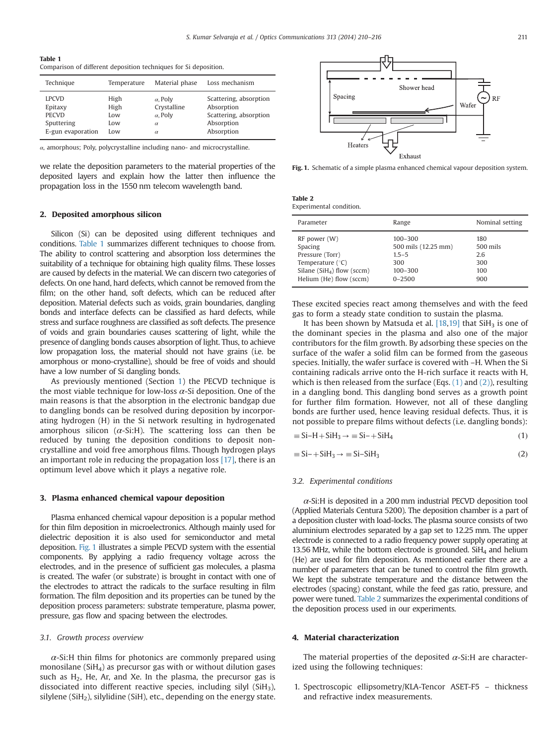**Table 1**
Comparison of different deposition techniques for Si deposition.

| Technique | Temperature | Material phase | Loss mechanism |
|---|---|---|---|
| LPCVD | High | $\alpha$, Poly | Scattering, absorption |
| Epitaxy | High | Crystalline | Absorption |
| PECVD | Low | $\alpha$, Poly | Scattering, absorption |
| Sputtering | Low | $\alpha$ | Absorption |
| E-gun evaporation | Low | $\alpha$ | Absorption |

$\alpha$, amorphous; Poly, polycrystalline including nano- and microcrystalline.

we relate the deposition parameters to the material properties of the deposited layers and explain how the latter then influence the propagation loss in the 1550 nm telecom wavelength band.

## 2. Deposited amorphous silicon

Silicon (Si) can be deposited using different techniques and conditions. Table 1 summarizes different techniques to choose from. The ability to control scattering and absorption loss determines the suitability of a technique for obtaining high quality films. These losses are caused by defects in the material. We can discern two categories of defects. On one hand, hard defects, which cannot be removed from the film; on the other hand, soft defects, which can be reduced after deposition. Material defects such as voids, grain boundaries, dangling bonds and interface defects can be classified as hard defects, while stress and surface roughness are classified as soft defects. The presence of voids and grain boundaries causes scattering of light, while the presence of dangling bonds causes absorption of light. Thus, to achieve low propagation loss, the material should not have grains (i.e. be amorphous or mono-crystalline), should be free of voids and should have a low number of Si dangling bonds.

As previously mentioned (Section 1) the PECVD technique is the most viable technique for low-loss $\alpha$-Si deposition. One of the main reasons is that the absorption in the electronic bandgap due to dangling bonds can be resolved during deposition by incorporating hydrogen (H) in the Si network resulting in hydrogenated amorphous silicon ($\alpha$-Si:H). The scattering loss can then be reduced by tuning the deposition conditions to deposit non-crystalline and void free amorphous films. Though hydrogen plays an important role in reducing the propagation loss [17], there is an optimum level above which it plays a negative role.

## 3. Plasma enhanced chemical vapour deposition

Plasma enhanced chemical vapour deposition is a popular method for thin film deposition in microelectronics. Although mainly used for dielectric deposition it is also used for semiconductor and metal deposition. Fig. 1 illustrates a simple PECVD system with the essential components. By applying a radio frequency voltage across the electrodes, and in the presence of sufficient gas molecules, a plasma is created. The wafer (or substrate) is brought in contact with one of the electrodes to attract the radicals to the surface resulting in film formation. The film deposition and its properties can be tuned by the deposition process parameters: substrate temperature, plasma power, pressure, gas flow and spacing between the electrodes.

### 3.1. Growth process overview

$\alpha$-Si:H thin films for photonics are commonly prepared using monosilane ($SiH_4$) as precursor gas with or without dilution gases such as $H_2$, He, Ar, and Xe. In the plasma, the precursor gas is dissociated into different reactive species, including silyl ($SiH_3$), silylene ($SiH_2$), silylidine (SiH), etc., depending on the energy state. These excited species react among themselves and with the feed gas to form a steady state condition to sustain the plasma.

**Fig. 1.** Schematic of a simple plasma enhanced chemical vapour deposition system.

**Table 2**
Experimental condition.

| Parameter | Range | Nominal setting |
|---|---|---|
| RF power (W) | 100–300 | 180 |
| Spacing | 500 mils (12.25 mm) | 500 mils |
| Pressure (Torr) | 1.5–5 | 2.6 |
| Temperature (°C) | 300 | 300 |
| Silane ($SiH_4$) flow (sccm) | 100–300 | 100 |
| Helium (He) flow (sccm) | 0–2500 | 900 |

It has been shown by Matsuda et al. [18,19] that $SiH_3$ is one of the dominant species in the plasma and also one of the major contributors for the film growth. By adsorbing these species on the surface of the wafer a solid film can be formed from the gaseous species. Initially, the wafer surface is covered with –H. When the Si containing radicals arrive onto the H-rich surface it reacts with H, which is then released from the surface (Eqs. (1) and (2)), resulting in a dangling bond. This dangling bond serves as a growth point for further film formation. However, not all of these dangling bonds are further used, hence leaving residual defects. Thus, it is not possible to prepare films without defects (i.e. dangling bonds):

$$\equiv \text{Si–H} + \text{SiH}_3 \rightarrow \equiv \text{Si–} + \text{SiH}_4 \tag{1}$$

$$\equiv \text{Si–} + \text{SiH}_3 \rightarrow \equiv \text{Si–SiH}_3 \tag{2}$$

### 3.2. Experimental conditions

$\alpha$-Si:H is deposited in a 200 mm industrial PECVD deposition tool (Applied Materials Centura 5200). The deposition chamber is a part of a deposition cluster with load-locks. The plasma source consists of two aluminium electrodes separated by a gap set to 12.25 mm. The upper electrode is connected to a radio frequency power supply operating at 13.56 MHz, while the bottom electrode is grounded. $SiH_4$ and helium (He) are used for film deposition. As mentioned earlier there are a number of parameters that can be tuned to control the film growth. We kept the substrate temperature and the distance between the electrodes (spacing) constant, while the feed gas ratio, pressure, and power were tuned. Table 2 summarizes the experimental conditions of the deposition process used in our experiments.

## 4. Material characterization

The material properties of the deposited $\alpha$-Si:H are characterized using the following techniques:

1. Spectroscopic ellipsometry/KLA-Tencor ASET-F5 – thickness and refractive index measurements.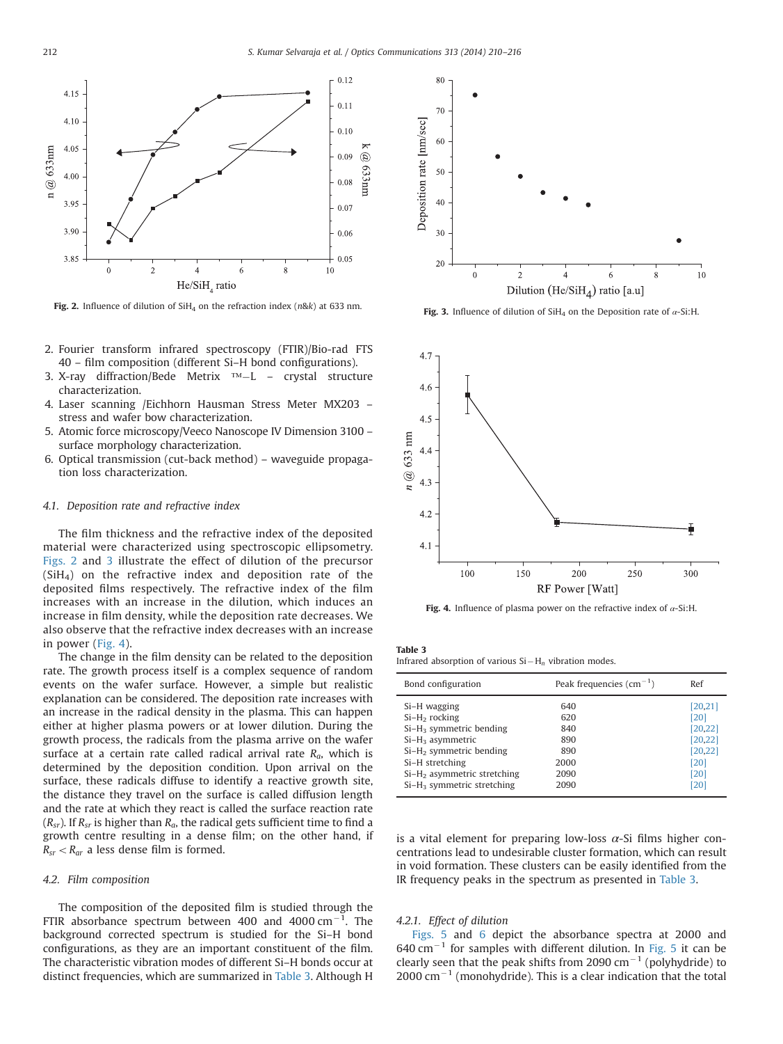Fig. 2. Influence of dilution of $SiH_4$ on the refraction index ($n$&$k$) at 633 nm.

Fig. 3. Influence of dilution of $SiH_4$ on the Deposition rate of $\alpha$-Si:H.

2. Fourier transform infrared spectroscopy (FTIR)/Bio-rad FTS 40 – film composition (different Si–H bond configurations).
3. X-ray diffraction/Bede Metrix ™–L – crystal structure characterization.
4. Laser scanning /Eichhorn Hausman Stress Meter MX203 – stress and wafer bow characterization.
5. Atomic force microscopy/Veeco Nanoscope IV Dimension 3100 – surface morphology characterization.
6. Optical transmission (cut-back method) – waveguide propagation loss characterization.

### 4.1. Deposition rate and refractive index

The film thickness and the refractive index of the deposited material were characterized using spectroscopic ellipsometry. Figs. 2 and 3 illustrate the effect of dilution of the precursor ($SiH_4$) on the refractive index and deposition rate of the deposited films respectively. The refractive index of the film increases with an increase in the dilution, which induces an increase in film density, while the deposition rate decreases. We also observe that the refractive index decreases with an increase in power (Fig. 4).

The change in the film density can be related to the deposition rate. The growth process itself is a complex sequence of random events on the wafer surface. However, a simple but realistic explanation can be considered. The deposition rate increases with an increase in the radical density in the plasma. This can happen either at higher plasma powers or at lower dilution. During the growth process, the radicals from the plasma arrive on the wafer surface at a certain rate called radical arrival rate $R_a$, which is determined by the deposition condition. Upon arrival on the surface, these radicals diffuse to identify a reactive growth site, the distance they travel on the surface is called diffusion length and the rate at which they react is called the surface reaction rate ($R_{sr}$). If $R_{sr}$ is higher than $R_a$, the radical gets sufficient time to find a growth centre resulting in a dense film; on the other hand, if $R_{sr} < R_{ar}$ a less dense film is formed.

### 4.2. Film composition

The composition of the deposited film is studied through the FTIR absorbance spectrum between 400 and 4000 $cm^{-1}$. The background corrected spectrum is studied for the Si–H bond configurations, as they are an important constituent of the film. The characteristic vibration modes of different Si–H bonds occur at distinct frequencies, which are summarized in Table 3. Although H is a vital element for preparing low-loss $\alpha$-Si films higher concentrations lead to undesirable cluster formation, which can result in void formation. These clusters can be easily identified from the IR frequency peaks in the spectrum as presented in Table 3.

Fig. 4. Influence of plasma power on the refractive index of $\alpha$-Si:H.

**Table 3**
Infrared absorption of various $Si-H_n$ vibration modes.

| Bond configuration | Peak frequencies ($cm^{-1}$) | Ref |
|---|---|---|
| Si–H wagging | 640 | [20,21] |
| Si–$H_2$ rocking | 620 | [20] |
| Si–$H_3$ symmetric bending | 840 | [20,22] |
| Si–$H_3$ asymmetric | 890 | [20,22] |
| Si–$H_2$ symmetric bending | 890 | [20,22] |
| Si–H stretching | 2000 | [20] |
| Si–$H_2$ asymmetric stretching | 2090 | [20] |
| Si–$H_3$ symmetric stretching | 2090 | [20] |

#### 4.2.1. Effect of dilution

Figs. 5 and 6 depict the absorbance spectra at 2000 and 640 $cm^{-1}$ for samples with different dilution. In Fig. 5 it can be clearly seen that the peak shifts from 2090 $cm^{-1}$ (polyhydride) to 2000 $cm^{-1}$ (monohydride). This is a clear indication that the total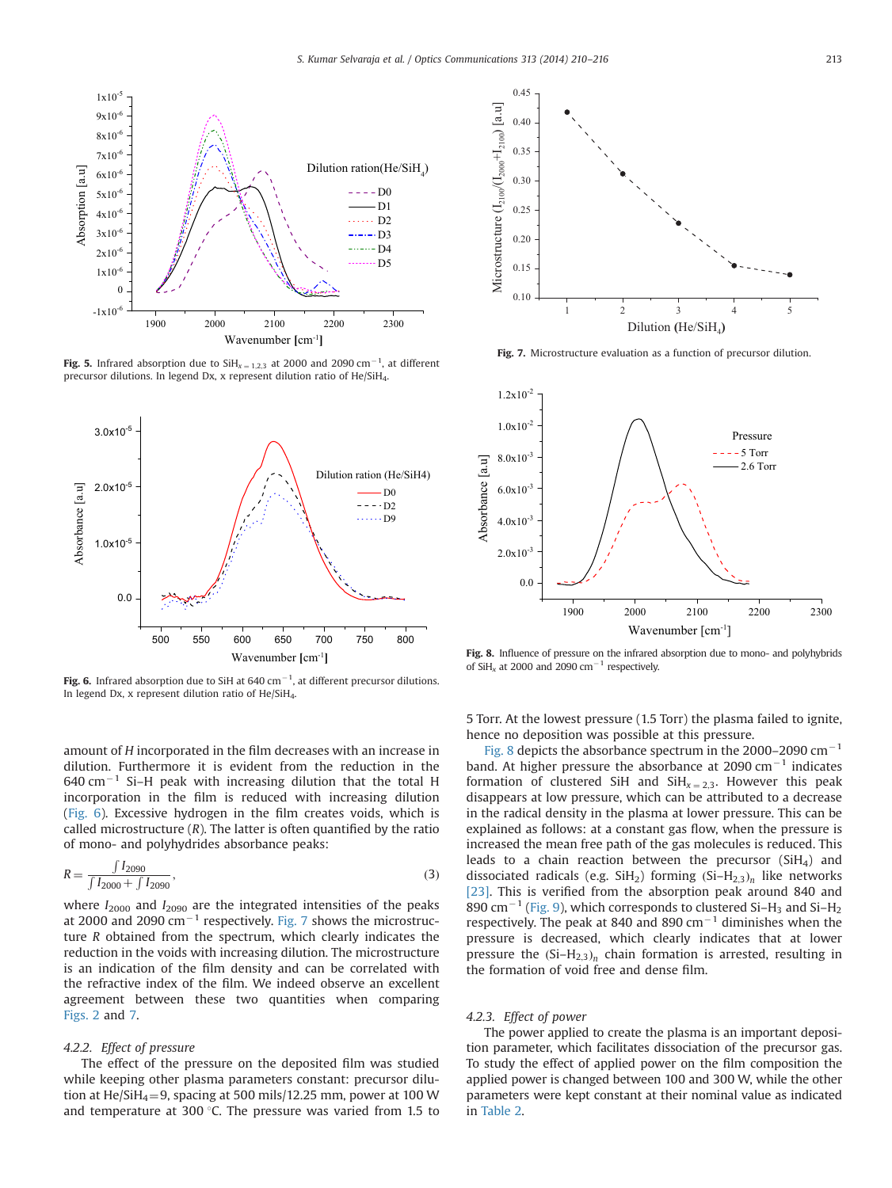Fig. 5. Infrared absorption due to $SiH_{x=1,2,3}$ at 2000 and 2090 cm$^{-1}$, at different precursor dilutions. In legend Dx, x represent dilution ratio of He/$SiH_4$.

Fig. 6. Infrared absorption due to SiH at 640 cm$^{-1}$, at different precursor dilutions. In legend Dx, x represent dilution ratio of He/$SiH_4$.

amount of $H$ incorporated in the film decreases with an increase in dilution. Furthermore it is evident from the reduction in the 640 cm$^{-1}$ Si–H peak with increasing dilution that the total H incorporation in the film is reduced with increasing dilution (Fig. 6). Excessive hydrogen in the film creates voids, which is called microstructure ($R$). The latter is often quantified by the ratio of mono- and polyhydrides absorbance peaks:

$$R = \frac{\int I_{2090}}{\int I_{2000} + \int I_{2090}}, \tag{3}$$

where $I_{2000}$ and $I_{2090}$ are the integrated intensities of the peaks at 2000 and 2090 cm$^{-1}$ respectively. Fig. 7 shows the microstructure $R$ obtained from the spectrum, which clearly indicates the reduction in the voids with increasing dilution. The microstructure is an indication of the film density and can be correlated with the refractive index of the film. We indeed observe an excellent agreement between these two quantities when comparing Figs. 2 and 7.

#### 4.2.2. Effect of pressure

The effect of the pressure on the deposited film was studied while keeping other plasma parameters constant: precursor dilution at He/$SiH_4$=9, spacing at 500 mils/12.25 mm, power at 100 W and temperature at 300 °C. The pressure was varied from 1.5 to 5 Torr. At the lowest pressure (1.5 Torr) the plasma failed to ignite, hence no deposition was possible at this pressure.

Fig. 8 depicts the absorbance spectrum in the 2000–2090 cm$^{-1}$ band. At higher pressure the absorbance at 2090 cm$^{-1}$ indicates formation of clustered SiH and $SiH_{x=2,3}$. However this peak disappears at low pressure, which can be attributed to a decrease in the radical density in the plasma at lower pressure. This can be explained as follows: at a constant gas flow, when the pressure is increased the mean free path of the gas molecules is reduced. This leads to a chain reaction between the precursor ($SiH_4$) and dissociated radicals (e.g. $SiH_2$) forming $(Si\text{–}H_{2,3})_n$ like networks [23]. This is verified from the absorption peak around 840 and 890 cm$^{-1}$ (Fig. 9), which corresponds to clustered Si–$H_3$ and Si–$H_2$ respectively. The peak at 840 and 890 cm$^{-1}$ diminishes when the pressure is decreased, which clearly indicates that at lower pressure the $(Si\text{–}H_{2,3})_n$ chain formation is arrested, resulting in the formation of void free and dense film.

Fig. 7. Microstructure evaluation as a function of precursor dilution.

Fig. 8. Influence of pressure on the infrared absorption due to mono- and polyhydrides of $SiH_x$ at 2000 and 2090 cm$^{-1}$ respectively.

#### 4.2.3. Effect of power

The power applied to create the plasma is an important deposition parameter, which facilitates dissociation of the precursor gas. To study the effect of applied power on the film composition the applied power is changed between 100 and 300 W, while the other parameters were kept constant at their nominal value as indicated in Table 2.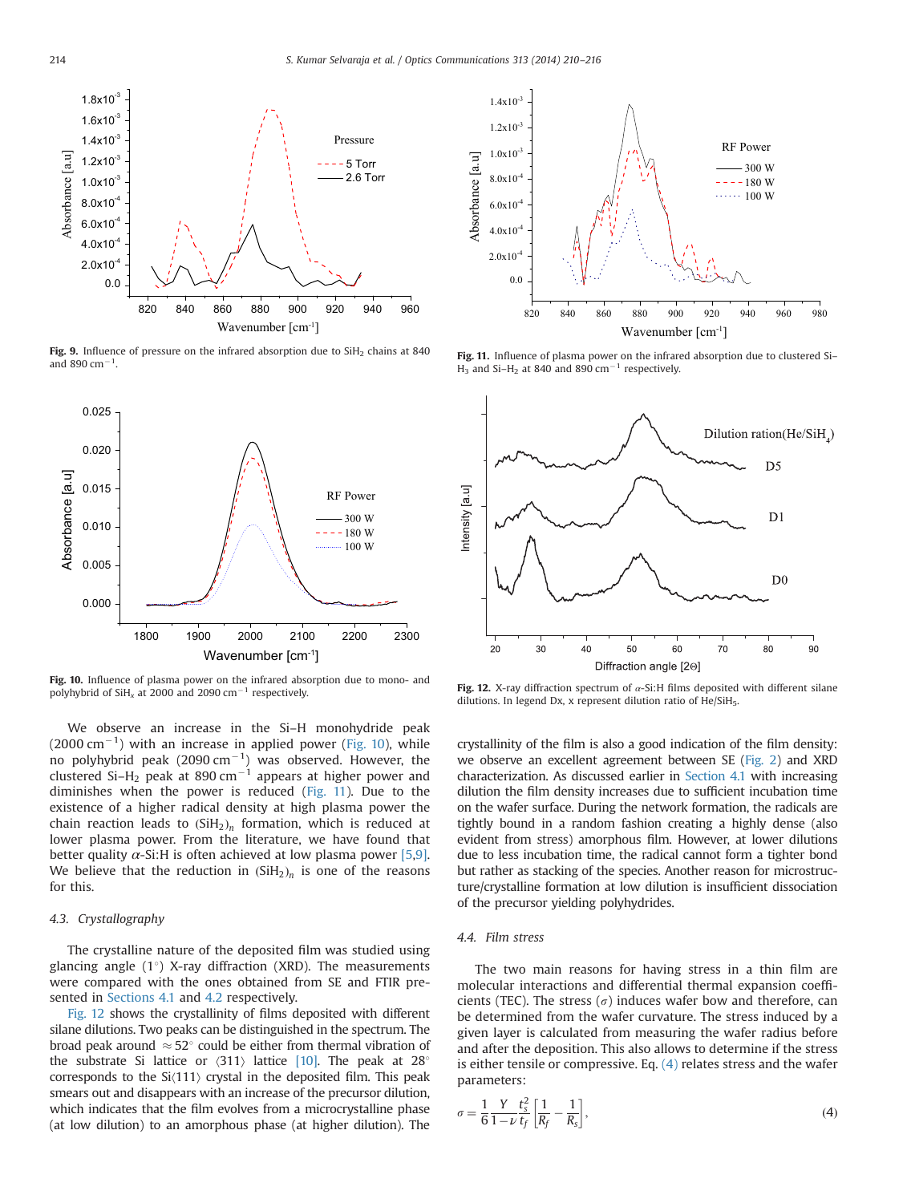Fig. 9. Influence of pressure on the infrared absorption due to $SiH_2$ chains at 840 and 890 $cm^{-1}$.

Fig. 10. Influence of plasma power on the infrared absorption due to mono- and polyhybrid of $SiH_x$ at 2000 and 2090 $cm^{-1}$ respectively.

Fig. 11. Influence of plasma power on the infrared absorption due to clustered Si–$H_3$ and Si–$H_2$ at 840 and 890 $cm^{-1}$ respectively.

Fig. 12. X-ray diffraction spectrum of $\alpha$-Si:H films deposited with different silane dilutions. In legend Dx, x represent dilution ratio of He/$SiH_5$.

We observe an increase in the Si–H monohydride peak (2000 $cm^{-1}$) with an increase in applied power (Fig. 10), while no polyhybrid peak (2090 $cm^{-1}$) was observed. However, the clustered Si–$H_2$ peak at 890 $cm^{-1}$ appears at higher power and diminishes when the power is reduced (Fig. 11). Due to the existence of a higher radical density at high plasma power the chain reaction leads to $(SiH_2)_n$ formation, which is reduced at lower plasma power. From the literature, we have found that better quality $\alpha$-Si:H is often achieved at low plasma power [5,9]. We believe that the reduction in $(SiH_2)_n$ is one of the reasons for this.

### 4.3. Crystallography

The crystalline nature of the deposited film was studied using glancing angle (1°) X-ray diffraction (XRD). The measurements were compared with the ones obtained from SE and FTIR presented in Sections 4.1 and 4.2 respectively.

Fig. 12 shows the crystallinity of films deposited with different silane dilutions. Two peaks can be distinguished in the spectrum. The broad peak around $\approx 52°$ could be either from thermal vibration of the substrate Si lattice or $\langle 311 \rangle$ lattice [10]. The peak at 28° corresponds to the Si$\langle 111 \rangle$ crystal in the deposited film. This peak smears out and disappears with an increase of the precursor dilution, which indicates that the film evolves from a microcrystalline phase (at low dilution) to an amorphous phase (at higher dilution). The crystallinity of the film is also a good indication of the film density: we observe an excellent agreement between SE (Fig. 2) and XRD characterization. As discussed earlier in Section 4.1 with increasing dilution the film density increases due to sufficient incubation time on the wafer surface. During the network formation, the radicals are tightly bound in a random fashion creating a highly dense (also evident from stress) amorphous film. However, at lower dilutions due to less incubation time, the radical cannot form a tighter bond but rather as stacking of the species. Another reason for microstructure/crystalline formation at low dilution is insufficient dissociation of the precursor yielding polyhydrides.

### 4.4. Film stress

The two main reasons for having stress in a thin film are molecular interactions and differential thermal expansion coefficients (TEC). The stress ($\sigma$) induces wafer bow and therefore, can be determined from the wafer curvature. The stress induced by a given layer is calculated from measuring the wafer radius before and after the deposition. This also allows to determine if the stress is either tensile or compressive. Eq. (4) relates stress and the wafer parameters:

$$\sigma = \frac{1}{6} \frac{Y}{1-\nu} \frac{t_s^2}{t_f} \left[ \frac{1}{R_f} - \frac{1}{R_s} \right], \tag{4}$$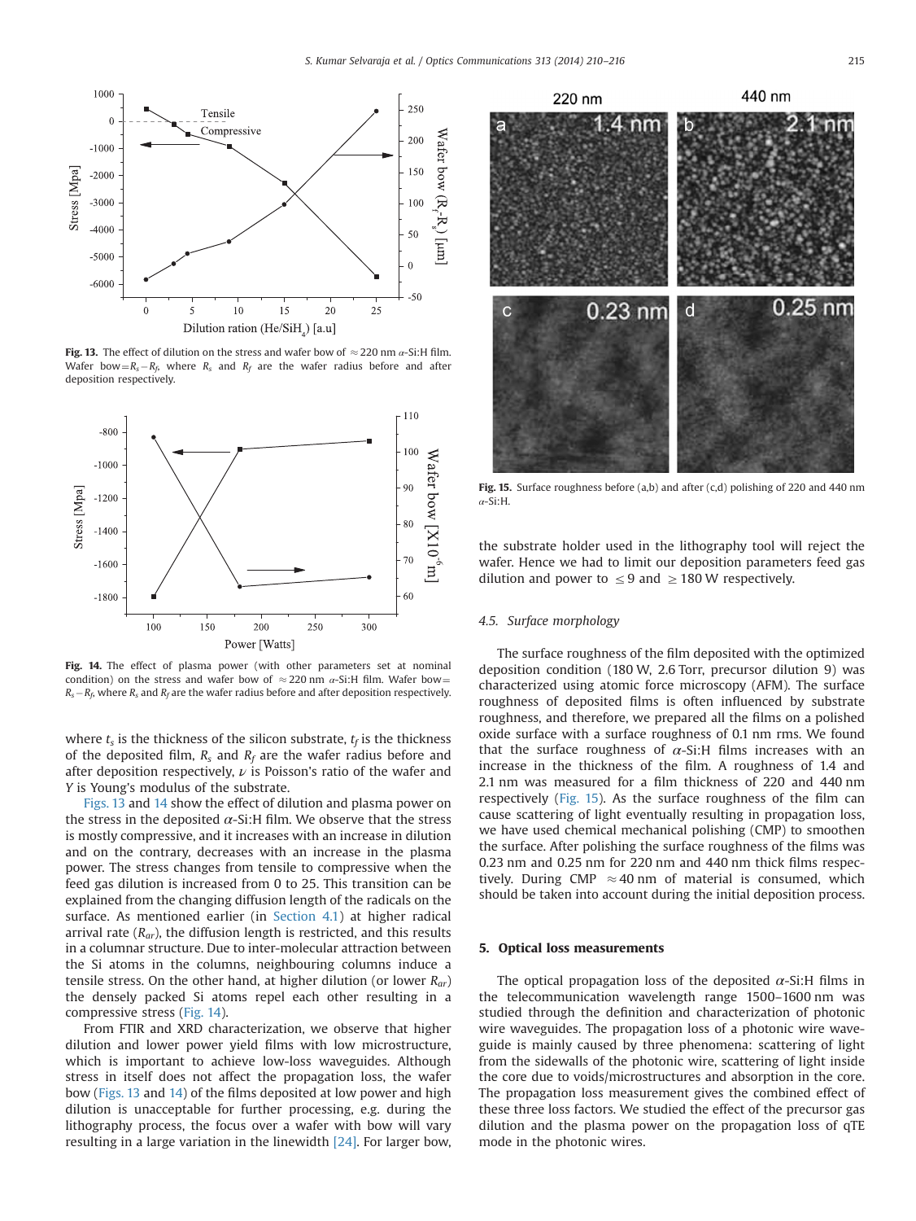**Fig. 13.** The effect of dilution on the stress and wafer bow of ≈220 nm $\alpha$-Si:H film. Wafer bow$=R_s-R_f$, where $R_s$ and $R_f$ are the wafer radius before and after deposition respectively.

**Fig. 14.** The effect of plasma power (with other parameters set at nominal condition) on the stress and wafer bow of ≈220 nm $\alpha$-Si:H film. Wafer bow$=R_s-R_f$, where $R_s$ and $R_f$ are the wafer radius before and after deposition respectively.

where $t_s$ is the thickness of the silicon substrate, $t_f$ is the thickness of the deposited film, $R_s$ and $R_f$ are the wafer radius before and after deposition respectively, $\nu$ is Poisson's ratio of the wafer and $Y$ is Young's modulus of the substrate.

Figs. 13 and 14 show the effect of dilution and plasma power on the stress in the deposited $\alpha$-Si:H film. We observe that the stress is mostly compressive, and it increases with an increase in dilution and on the contrary, decreases with an increase in the plasma power. The stress changes from tensile to compressive when the feed gas dilution is increased from 0 to 25. This transition can be explained from the changing diffusion length of the radicals on the surface. As mentioned earlier (in Section 4.1) at higher radical arrival rate ($R_{ar}$), the diffusion length is restricted, and this results in a columnar structure. Due to inter-molecular attraction between the Si atoms in the columns, neighbouring columns induce a tensile stress. On the other hand, at higher dilution (or lower $R_{ar}$) the densely packed Si atoms repel each other resulting in a compressive stress (Fig. 14).

From FTIR and XRD characterization, we observe that higher dilution and lower power yield films with low microstructure, which is important to achieve low-loss waveguides. Although stress in itself does not affect the propagation loss, the wafer bow (Figs. 13 and 14) of the films deposited at low power and high dilution is unacceptable for further processing, e.g. during the lithography process, the focus over a wafer with bow will vary resulting in a large variation in the linewidth [24]. For larger bow, the substrate holder used in the lithography tool will reject the wafer. Hence we had to limit our deposition parameters feed gas dilution and power to ≤9 and ≥180 W respectively.

**Fig. 15.** Surface roughness before (a,b) and after (c,d) polishing of 220 and 440 nm $\alpha$-Si:H.

### 4.5. Surface morphology

The surface roughness of the film deposited with the optimized deposition condition (180 W, 2.6 Torr, precursor dilution 9) was characterized using atomic force microscopy (AFM). The surface roughness of deposited films is often influenced by substrate roughness, and therefore, we prepared all the films on a polished oxide surface with a surface roughness of 0.1 nm rms. We found that the surface roughness of $\alpha$-Si:H films increases with an increase in the thickness of the film. A roughness of 1.4 and 2.1 nm was measured for a film thickness of 220 and 440 nm respectively (Fig. 15). As the surface roughness of the film can cause scattering of light eventually resulting in propagation loss, we have used chemical mechanical polishing (CMP) to smoothen the surface. After polishing the surface roughness of the films was 0.23 nm and 0.25 nm for 220 nm and 440 nm thick films respectively. During CMP ≈40 nm of material is consumed, which should be taken into account during the initial deposition process.

## 5. Optical loss measurements

The optical propagation loss of the deposited $\alpha$-Si:H films in the telecommunication wavelength range 1500–1600 nm was studied through the definition and characterization of photonic wire waveguides. The propagation loss of a photonic wire waveguide is mainly caused by three phenomena: scattering of light from the sidewalls of the photonic wire, scattering of light inside the core due to voids/microstructures and absorption in the core. The propagation loss measurement gives the combined effect of these three loss factors. We studied the effect of the precursor gas dilution and the plasma power on the propagation loss of qTE mode in the photonic wires.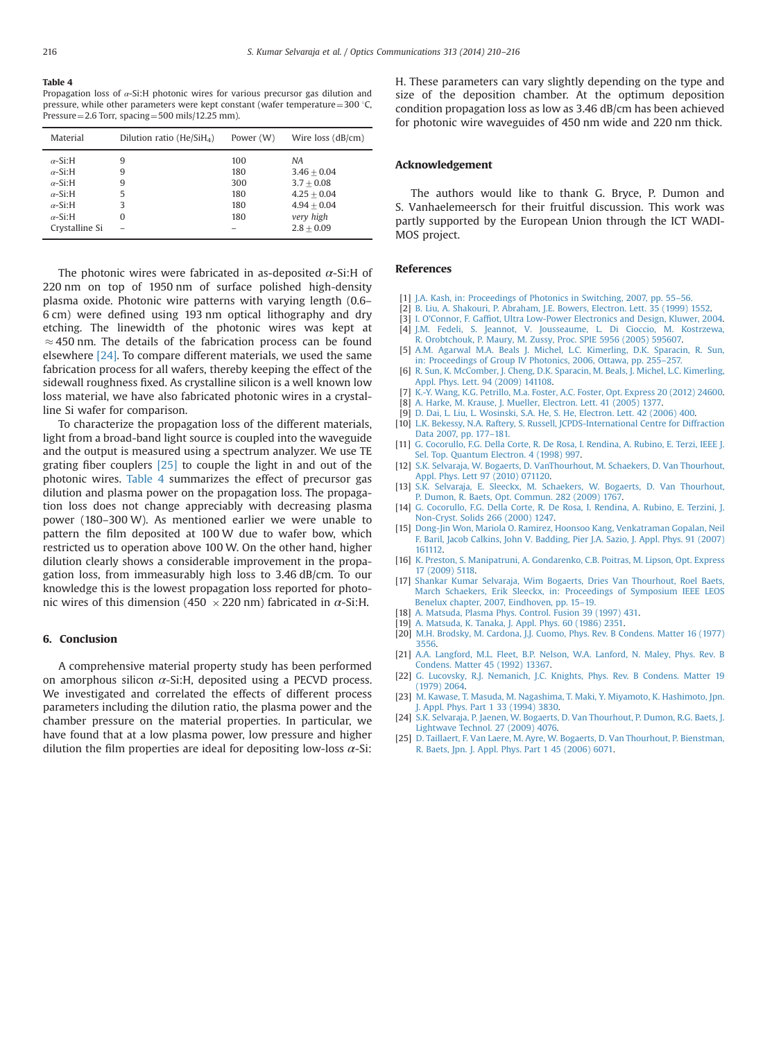**Table 4**
Propagation loss of $\alpha$-Si:H photonic wires for various precursor gas dilution and pressure, while other parameters were kept constant (wafer temperature = 300 °C, Pressure = 2.6 Torr, spacing = 500 mils/12.25 mm).

| Material | Dilution ratio ($He/SiH_4$) | Power (W) | Wire loss (dB/cm) |
|---|---|---|---|
| $\alpha$-Si:H | 9 | 100 | *NA* |
| $\alpha$-Si:H | 9 | 180 | $3.46 \pm 0.04$ |
| $\alpha$-Si:H | 9 | 300 | $3.7 \pm 0.08$ |
| $\alpha$-Si:H | 5 | 180 | $4.25 \pm 0.04$ |
| $\alpha$-Si:H | 3 | 180 | $4.94 \pm 0.04$ |
| $\alpha$-Si:H | 0 | 180 | *very high* |
| Crystalline Si | – | – | $2.8 \pm 0.09$ |

The photonic wires were fabricated in as-deposited $\alpha$-Si:H of 220 nm on top of 1950 nm of surface polished high-density plasma oxide. Photonic wire patterns with varying length (0.6–6 cm) were defined using 193 nm optical lithography and dry etching. The linewidth of the photonic wires was kept at $\approx$450 nm. The details of the fabrication process can be found elsewhere [24]. To compare different materials, we used the same fabrication process for all wafers, thereby keeping the effect of the sidewall roughness fixed. As crystalline silicon is a well known low loss material, we have also fabricated photonic wires in a crystalline Si wafer for comparison.

To characterize the propagation loss of the different materials, light from a broad-band light source is coupled into the waveguide and the output is measured using a spectrum analyzer. We use TE grating fiber couplers [25] to couple the light in and out of the photonic wires. Table 4 summarizes the effect of precursor gas dilution and plasma power on the propagation loss. The propagation loss does not change appreciably with decreasing plasma power (180–300 W). As mentioned earlier we were unable to pattern the film deposited at 100 W due to wafer bow, which restricted us to operation above 100 W. On the other hand, higher dilution clearly shows a considerable improvement in the propagation loss, from immeasurably high loss to 3.46 dB/cm. To our knowledge this is the lowest propagation loss reported for photonic wires of this dimension (450 $\times$ 220 nm) fabricated in $\alpha$-Si:H.

## 6. Conclusion

A comprehensive material property study has been performed on amorphous silicon $\alpha$-Si:H, deposited using a PECVD process. We investigated and correlated the effects of different process parameters including the dilution ratio, the plasma power and the chamber pressure on the material properties. In particular, we have found that at a low plasma power, low pressure and higher dilution the film properties are ideal for depositing low-loss $\alpha$-Si:H. These parameters can vary slightly depending on the type and size of the deposition chamber. At the optimum deposition condition propagation loss as low as 3.46 dB/cm has been achieved for photonic wire waveguides of 450 nm wide and 220 nm thick.

## Acknowledgement

The authors would like to thank G. Bryce, P. Dumon and S. Vanhaelemeersch for their fruitful discussion. This work was partly supported by the European Union through the ICT WADIMOS project.

## References

[1] J.A. Kash, in: Proceedings of Photonics in Switching, 2007, pp. 55–56.
[2] B. Liu, A. Shakouri, P. Abraham, J.E. Bowers, Electron. Lett. 35 (1999) 1552.
[3] I. O'Connor, F. Gaffiot, Ultra Low-Power Electronics and Design, Kluwer, 2004.
[4] J.M. Fedeli, S. Jeannot, V. Jousseaume, L. Di Cioccio, M. Kostrzewa, R. Orobtchouk, P. Maury, M. Zussy, Proc. SPIE 5956 (2005) 595607.
[5] A.M. Agarwal M.A. Beals J. Michel, L.C. Kimerling, D.K. Sparacin, R. Sun, in: Proceedings of Group IV Photonics, 2006, Ottawa, pp. 255–257.
[6] R. Sun, K. McComber, J. Cheng, D.K. Sparacin, M. Beals, J. Michel, L.C. Kimerling, Appl. Phys. Lett. 94 (2009) 141108.
[7] K.-Y. Wang, K.G. Petrillo, M.a. Foster, A.C. Foster, Opt. Express 20 (2012) 24600.
[8] A. Harke, M. Krause, J. Mueller, Electron. Lett. 41 (2005) 1377.
[9] D. Dai, L. Liu, L. Wosinski, S.A. He, S. He, Electron. Lett. 42 (2006) 400.
[10] L.K. Bekessy, N.A. Raftery, S. Russell, JCPDS-International Centre for Diffraction Data 2007, pp. 177–181.
[11] G. Cocorullo, F.G. Della Corte, R. De Rosa, I. Rendina, A. Rubino, E. Terzi, IEEE J. Sel. Top. Quantum Electron. 4 (1998) 997.
[12] S.K. Selvaraja, W. Bogaerts, D. VanThourhout, M. Schaekers, D. Van Thourhout, Appl. Phys. Lett 97 (2010) 071120.
[13] S.K. Selvaraja, E. Sleeckx, M. Schaekers, W. Bogaerts, D. Van Thourhout, P. Dumon, R. Baets, Opt. Commun. 282 (2009) 1767.
[14] G. Cocorullo, F.G. Della Corte, R. De Rosa, I. Rendina, A. Rubino, E. Terzini, J. Non-Cryst. Solids 266 (2000) 1247.
[15] Dong-Jin Won, Mariola O. Ramirez, Hoonsoo Kang, Venkatraman Gopalan, Neil F. Baril, Jacob Calkins, John V. Badding, Pier J.A. Sazio, J. Appl. Phys. 91 (2007) 161112.
[16] K. Preston, S. Manipatruni, A. Gondarenko, C.B. Poitras, M. Lipson, Opt. Express 17 (2009) 5118.
[17] Shankar Kumar Selvaraja, Wim Bogaerts, Dries Van Thourhout, Roel Baets, March Schaekers, Erik Sleeckx, in: Proceedings of Symposium IEEE LEOS Benelux chapter, 2007, Eindhoven, pp. 15–19.
[18] A. Matsuda, Plasma Phys. Control. Fusion 39 (1997) 431.
[19] A. Matsuda, K. Tanaka, J. Appl. Phys. 60 (1986) 2351.
[20] M.H. Brodsky, M. Cardona, J.J. Cuomo, Phys. Rev. B Condens. Matter 16 (1977) 3556.
[21] A.A. Langford, M.L. Fleet, B.P. Nelson, W.A. Lanford, N. Maley, Phys. Rev. B Condens. Matter 45 (1992) 13367.
[22] G. Lucovsky, R.J. Nemanich, J.C. Knights, Phys. Rev. B Condens. Matter 19 (1979) 2064.
[23] M. Kawase, T. Masuda, M. Nagashima, T. Maki, Y. Miyamoto, K. Hashimoto, Jpn. J. Appl. Phys. Part 1 33 (1994) 3830.
[24] S.K. Selvaraja, P. Jaenen, W. Bogaerts, D. Van Thourhout, P. Dumon, R.G. Baets, J. Lightwave Technol. 27 (2009) 4076.
[25] D. Taillaert, F. Van Laere, M. Ayre, W. Bogaerts, D. Van Thourhout, P. Bienstman, R. Baets, Jpn. J. Appl. Phys. Part 1 45 (2006) 6071.